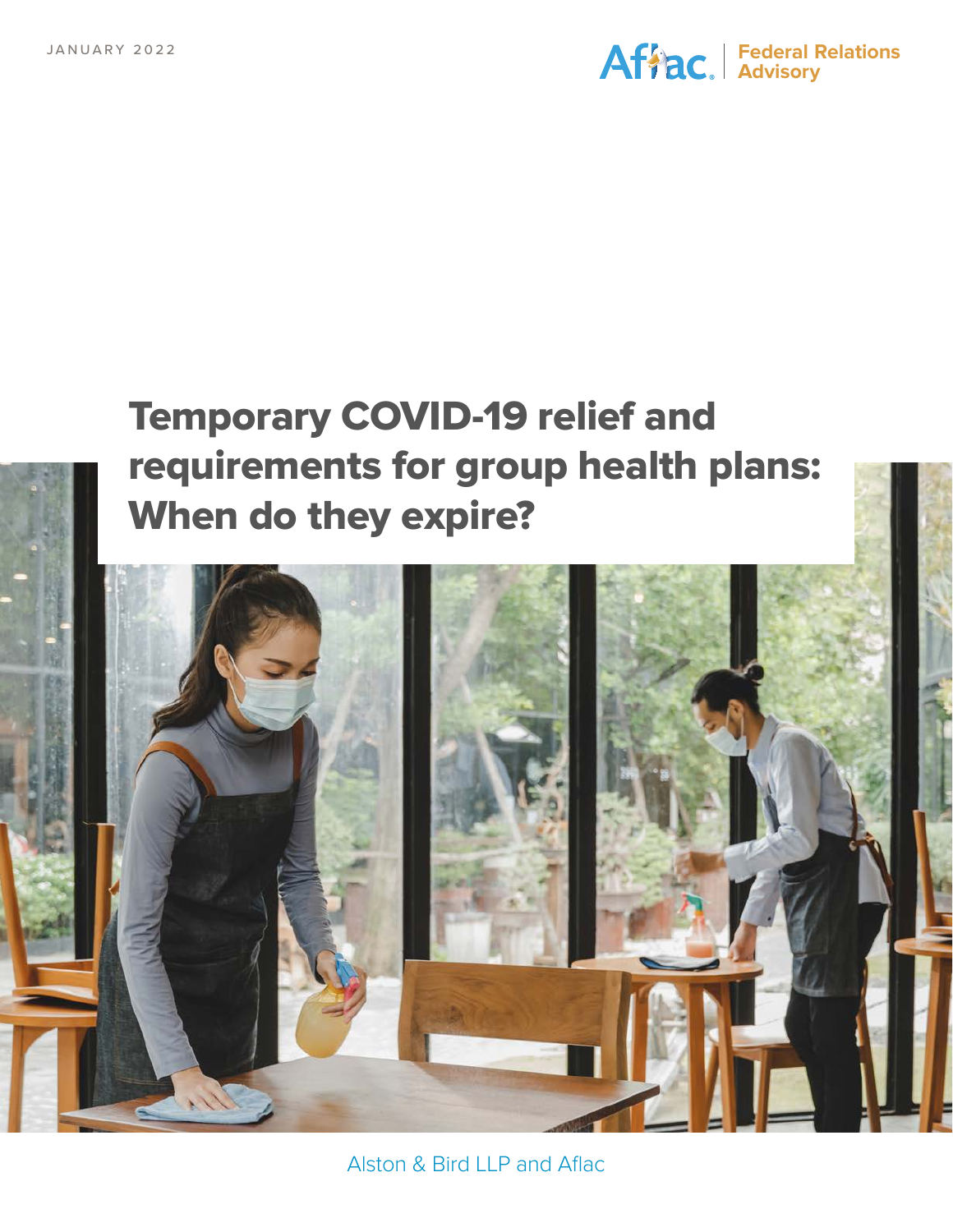JANUARY 2022

Aflac | Federal Relations Advisory

# Temporary COVID-19 relief and requirements for group health plans: When do they expire?

Alston & Bird LLP and Aflac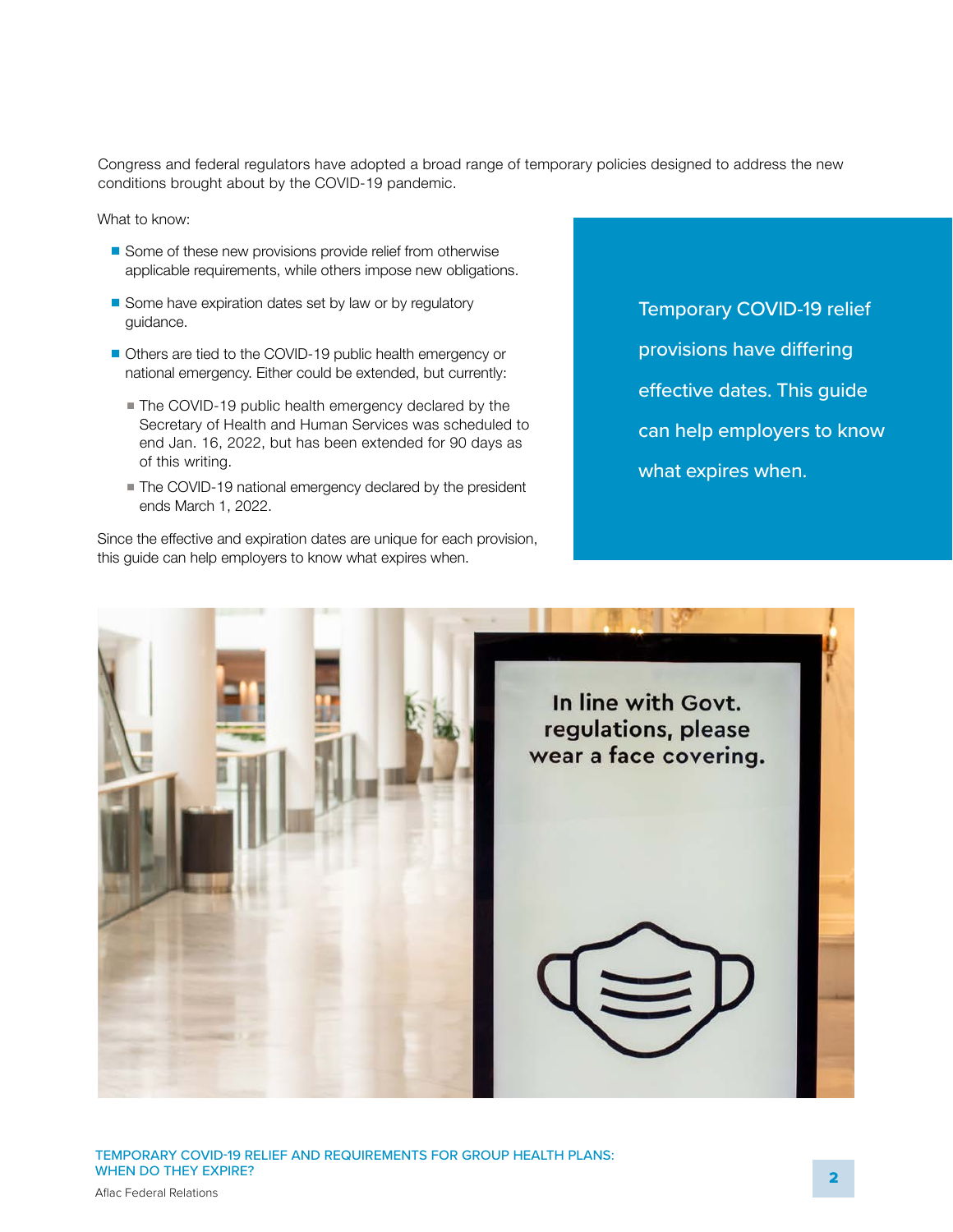Congress and federal regulators have adopted a broad range of temporary policies designed to address the new conditions brought about by the COVID-19 pandemic.

What to know:

- Some of these new provisions provide relief from otherwise applicable requirements, while others impose new obligations.
- Some have expiration dates set by law or by regulatory guidance.
- Others are tied to the COVID-19 public health emergency or national emergency. Either could be extended, but currently:
  - The COVID-19 public health emergency declared by the Secretary of Health and Human Services was scheduled to end Jan. 16, 2022, but has been extended for 90 days as of this writing.
  - The COVID-19 national emergency declared by the president ends March 1, 2022.

Since the effective and expiration dates are unique for each provision, this guide can help employers to know what expires when.

Temporary COVID-19 relief provisions have differing effective dates. This guide can help employers to know what expires when.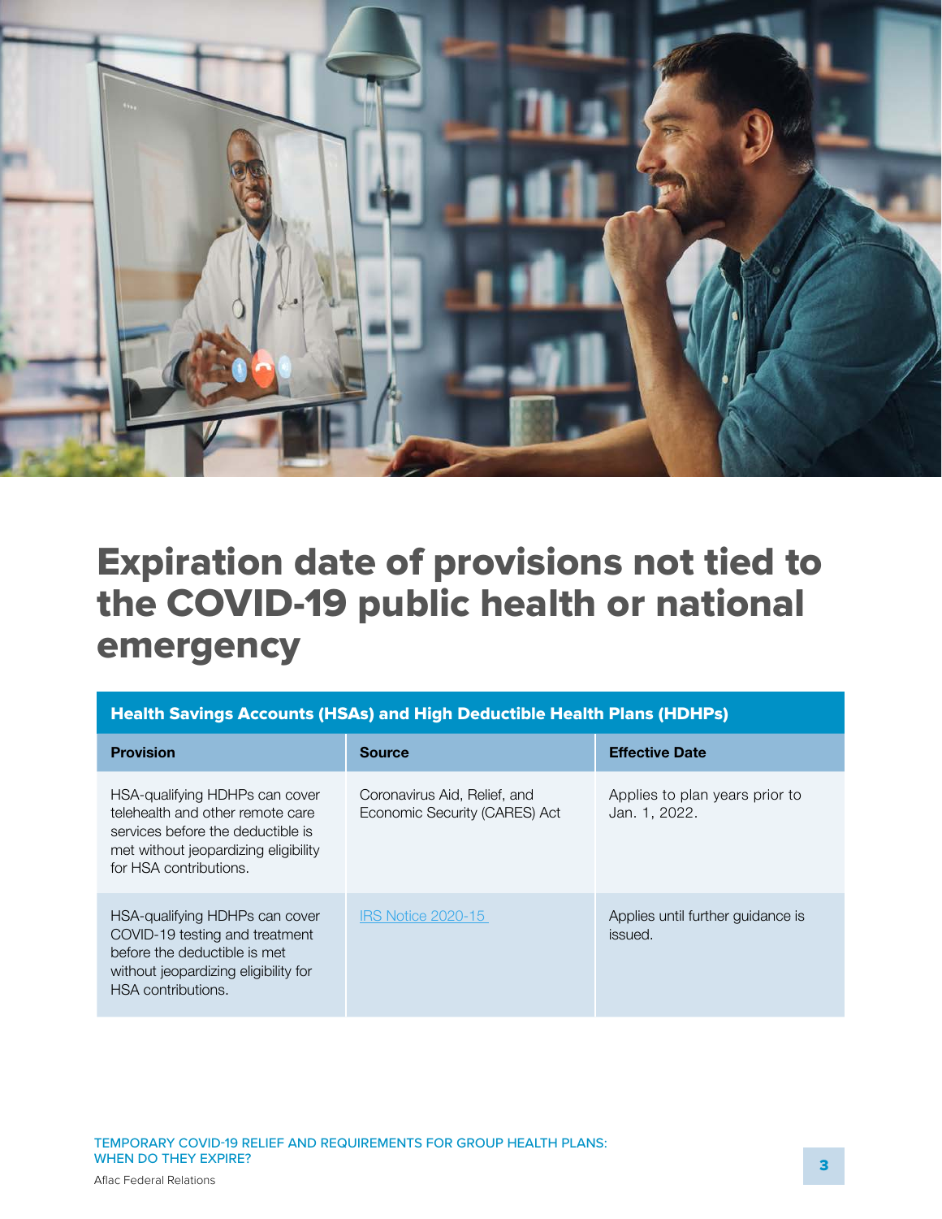# Expiration date of provisions not tied to the COVID-19 public health or national emergency

| Health Savings Accounts (HSAs) and High Deductible Health Plans (HDHPs) | | |
|---|---|---|
| **Provision** | **Source** | **Effective Date** |
| HSA-qualifying HDHPs can cover telehealth and other remote care services before the deductible is met without jeopardizing eligibility for HSA contributions. | Coronavirus Aid, Relief, and Economic Security (CARES) Act | Applies to plan years prior to Jan. 1, 2022. |
| HSA-qualifying HDHPs can cover COVID-19 testing and treatment before the deductible is met without jeopardizing eligibility for HSA contributions. | IRS Notice 2020-15 | Applies until further guidance is issued. |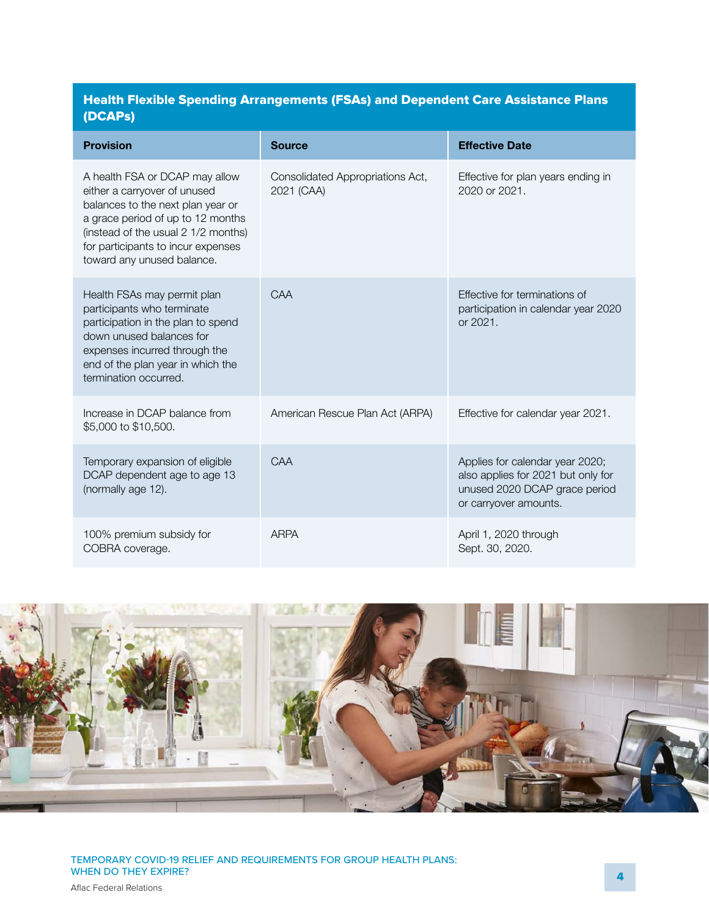## Health Flexible Spending Arrangements (FSAs) and Dependent Care Assistance Plans (DCAPs)

| Provision | Source | Effective Date |
|---|---|---|
| A health FSA or DCAP may allow either a carryover of unused balances to the next plan year or a grace period of up to 12 months (instead of the usual 2 1/2 months) for participants to incur expenses toward any unused balance. | Consolidated Appropriations Act, 2021 (CAA) | Effective for plan years ending in 2020 or 2021. |
| Health FSAs may permit plan participants who terminate participation in the plan to spend down unused balances for expenses incurred through the end of the plan year in which the termination occurred. | CAA | Effective for terminations of participation in calendar year 2020 or 2021. |
| Increase in DCAP balance from $5,000 to $10,500. | American Rescue Plan Act (ARPA) | Effective for calendar year 2021. |
| Temporary expansion of eligible DCAP dependent age to age 13 (normally age 12). | CAA | Applies for calendar year 2020; also applies for 2021 but only for unused 2020 DCAP grace period or carryover amounts. |
| 100% premium subsidy for COBRA coverage. | ARPA | April 1, 2020 through Sept. 30, 2020. |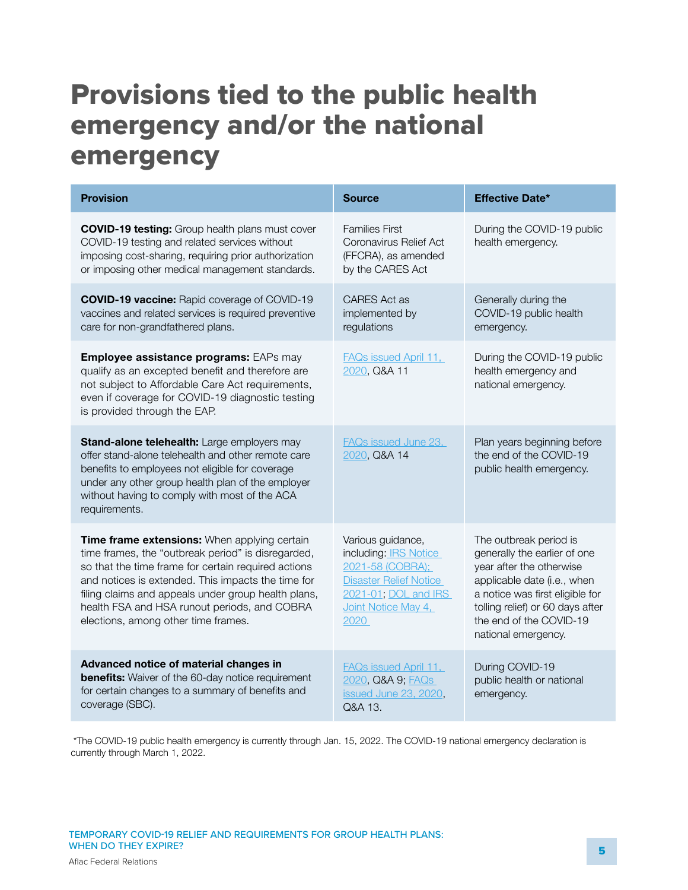# Provisions tied to the public health emergency and/or the national emergency

| Provision | Source | Effective Date* |
|---|---|---|
| **COVID-19 testing:** Group health plans must cover COVID-19 testing and related services without imposing cost-sharing, requiring prior authorization or imposing other medical management standards. | Families First Coronavirus Relief Act (FFCRA), as amended by the CARES Act | During the COVID-19 public health emergency. |
| **COVID-19 vaccine:** Rapid coverage of COVID-19 vaccines and related services is required preventive care for non-grandfathered plans. | CARES Act as implemented by regulations | Generally during the COVID-19 public health emergency. |
| **Employee assistance programs:** EAPs may qualify as an excepted benefit and therefore are not subject to Affordable Care Act requirements, even if coverage for COVID-19 diagnostic testing is provided through the EAP. | FAQs issued April 11, 2020, Q&A 11 | During the COVID-19 public health emergency and national emergency. |
| **Stand-alone telehealth:** Large employers may offer stand-alone telehealth and other remote care benefits to employees not eligible for coverage under any other group health plan of the employer without having to comply with most of the ACA requirements. | FAQs issued June 23, 2020, Q&A 14 | Plan years beginning before the end of the COVID-19 public health emergency. |
| **Time frame extensions:** When applying certain time frames, the "outbreak period" is disregarded, so that the time frame for certain required actions and notices is extended. This impacts the time for filing claims and appeals under group health plans, health FSA and HSA runout periods, and COBRA elections, among other time frames. | Various guidance, including: IRS Notice 2021-58 (COBRA); Disaster Relief Notice 2021-01; DOL and IRS Joint Notice May 4, 2020 | The outbreak period is generally the earlier of one year after the otherwise applicable date (i.e., when a notice was first eligible for tolling relief) or 60 days after the end of the COVID-19 national emergency. |
| **Advanced notice of material changes in benefits:** Waiver of the 60-day notice requirement for certain changes to a summary of benefits and coverage (SBC). | FAQs issued April 11, 2020, Q&A 9; FAQs issued June 23, 2020, Q&A 13. | During COVID-19 public health or national emergency. |

*The COVID-19 public health emergency is currently through Jan. 15, 2022. The COVID-19 national emergency declaration is currently through March 1, 2022.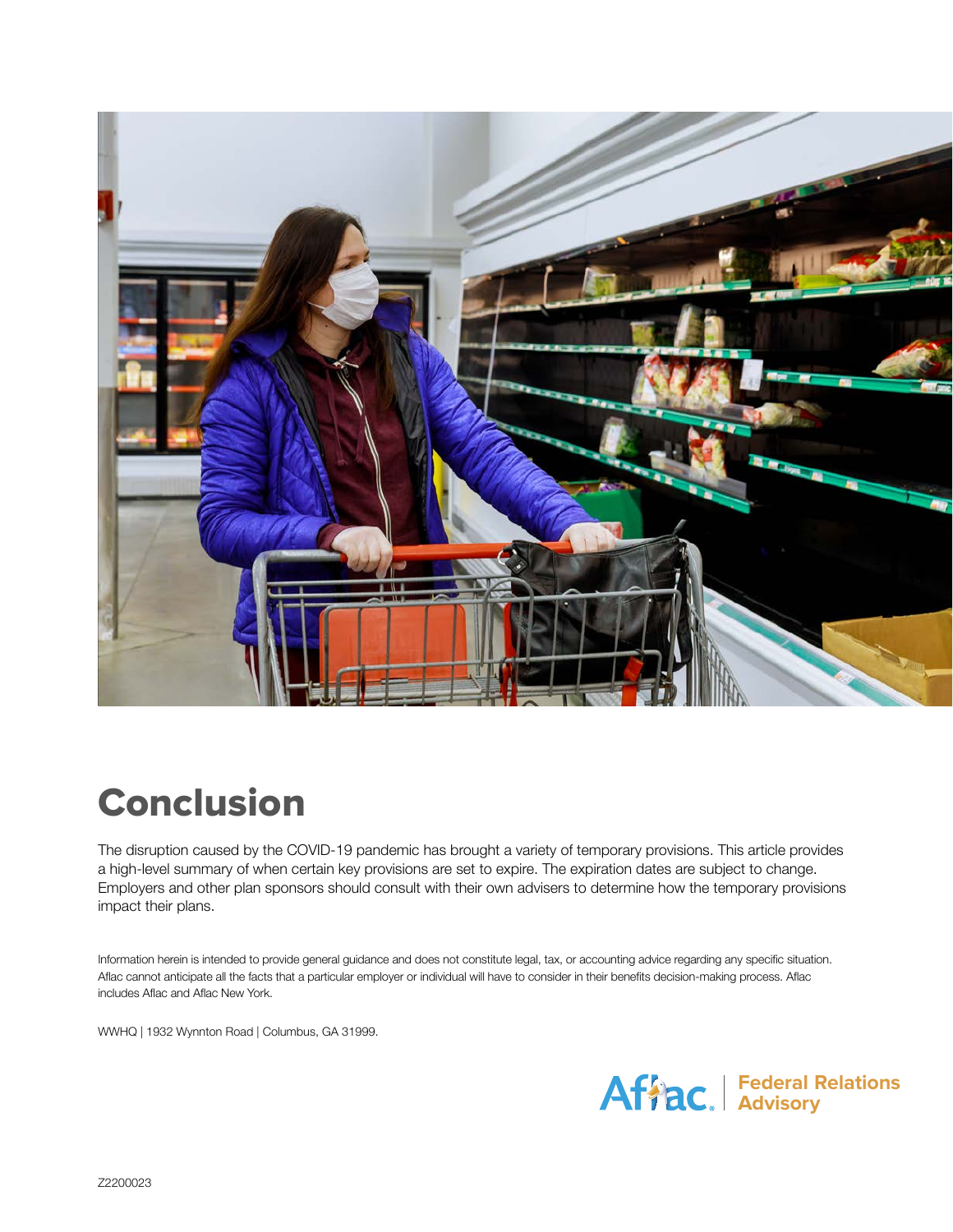# Conclusion

The disruption caused by the COVID-19 pandemic has brought a variety of temporary provisions. This article provides a high-level summary of when certain key provisions are set to expire. The expiration dates are subject to change. Employers and other plan sponsors should consult with their own advisers to determine how the temporary provisions impact their plans.

Information herein is intended to provide general guidance and does not constitute legal, tax, or accounting advice regarding any specific situation. Aflac cannot anticipate all the facts that a particular employer or individual will have to consider in their benefits decision-making process. Aflac includes Aflac and Aflac New York.

WWHQ | 1932 Wynnton Road | Columbus, GA 31999.

Aflac | Federal Relations Advisory

Z2200023